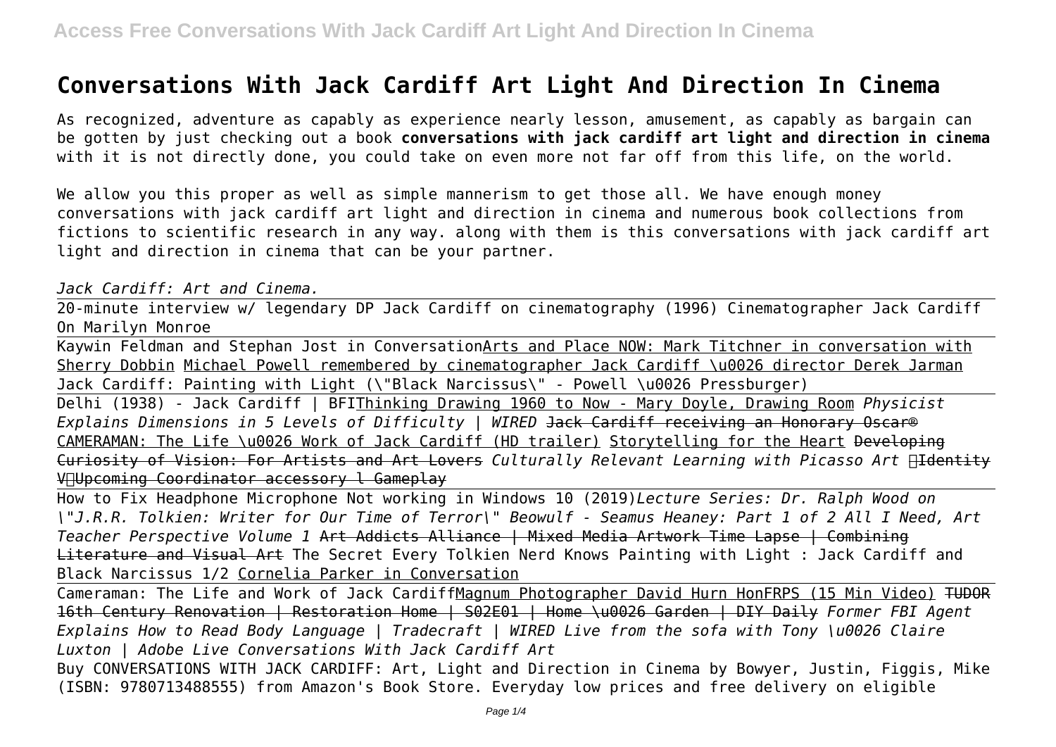# Conversations With Jack Cardiff Art Light And Direction In Cinema

As recognized, adventure as capably as experience nearly lesson, amusement, as capably as bargain can be gotten by just checking out a book **conversations with jack cardiff art light and direction in cinema** with it is not directly done, you could take on even more not far off from this life, on the world.

We allow you this proper as well as simple mannerism to get those all. We have enough money conversations with jack cardiff art light and direction in cinema and numerous book collections from fictions to scientific research in any way. along with them is this conversations with jack cardiff art light and direction in cinema that can be your partner.

*Jack Cardiff: Art and Cinema.*

20-minute interview w/ legendary DP Jack Cardiff on cinematography (1996) Cinematographer Jack Cardiff On Marilyn Monroe

Kaywin Feldman and Stephan Jost in Conversation Arts and Place NOW: Mark Titchner in conversation with Sherry Dobbin Michael Powell remembered by cinematographer Jack Cardiff \u0026 director Derek Jarman Jack Cardiff: Painting with Light (\"Black Narcissus\" - Powell \u0026 Pressburger)

Delhi (1938) - Jack Cardiff | BFI Thinking Drawing 1960 to Now - Mary Doyle, Drawing Room *Physicist Explains Dimensions in 5 Levels of Difficulty | WIRED* ~~Jack Cardiff receiving an Honorary Oscar®~~ CAMERAMAN: The Life \u0026 Work of Jack Cardiff (HD trailer) Storytelling for the Heart ~~Developing Curiosity of Vision: For Artists and Art Lovers~~ *Culturally Relevant Learning with Picasso Art* ~~【Identity V】Upcoming Coordinator accessory l Gameplay~~

How to Fix Headphone Microphone Not working in Windows 10 (2019) *Lecture Series: Dr. Ralph Wood on \"J.R.R. Tolkien: Writer for Our Time of Terror\" Beowulf - Seamus Heaney: Part 1 of 2 All I Need, Art Teacher Perspective Volume 1* ~~Art Addicts Alliance | Mixed Media Artwork Time Lapse | Combining Literature and Visual Art~~ The Secret Every Tolkien Nerd Knows Painting with Light : Jack Cardiff and Black Narcissus 1/2 Cornelia Parker in Conversation

Cameraman: The Life and Work of Jack Cardiff Magnum Photographer David Hurn HonFRPS (15 Min Video) ~~TUDOR 16th Century Renovation | Restoration Home | S02E01 | Home \u0026 Garden | DIY Daily~~ *Former FBI Agent Explains How to Read Body Language | Tradecraft | WIRED Live from the sofa with Tony \u0026 Claire Luxton | Adobe Live Conversations With Jack Cardiff Art*

Buy CONVERSATIONS WITH JACK CARDIFF: Art, Light and Direction in Cinema by Bowyer, Justin, Figgis, Mike (ISBN: 9780713488555) from Amazon's Book Store. Everyday low prices and free delivery on eligible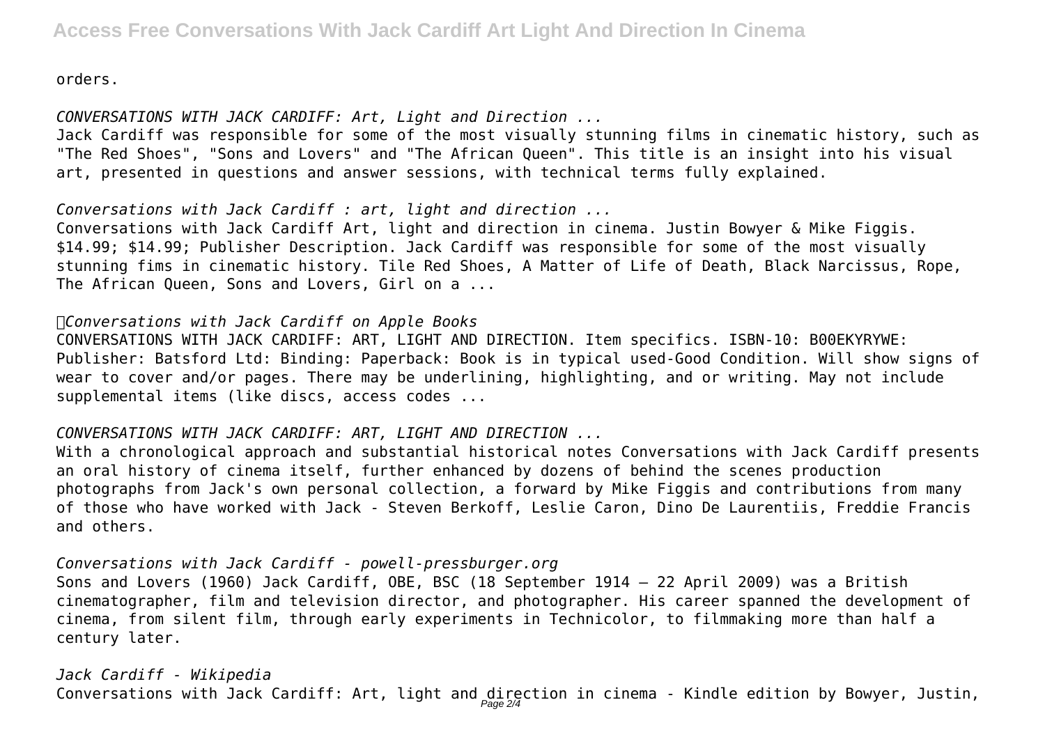orders.

*CONVERSATIONS WITH JACK CARDIFF: Art, Light and Direction ...*

Jack Cardiff was responsible for some of the most visually stunning films in cinematic history, such as "The Red Shoes", "Sons and Lovers" and "The African Queen". This title is an insight into his visual art, presented in questions and answer sessions, with technical terms fully explained.

*Conversations with Jack Cardiff : art, light and direction ...*

Conversations with Jack Cardiff Art, light and direction in cinema. Justin Bowyer & Mike Figgis. $14.99; $14.99; Publisher Description. Jack Cardiff was responsible for some of the most visually stunning fims in cinematic history. Tile Red Shoes, A Matter of Life of Death, Black Narcissus, Rope, The African Queen, Sons and Lovers, Girl on a ...

*Conversations with Jack Cardiff on Apple Books*

CONVERSATIONS WITH JACK CARDIFF: ART, LIGHT AND DIRECTION. Item specifics. ISBN-10: B00EKYRYWE: Publisher: Batsford Ltd: Binding: Paperback: Book is in typical used-Good Condition. Will show signs of wear to cover and/or pages. There may be underlining, highlighting, and or writing. May not include supplemental items (like discs, access codes ...

*CONVERSATIONS WITH JACK CARDIFF: ART, LIGHT AND DIRECTION ...*

With a chronological approach and substantial historical notes Conversations with Jack Cardiff presents an oral history of cinema itself, further enhanced by dozens of behind the scenes production photographs from Jack's own personal collection, a forward by Mike Figgis and contributions from many of those who have worked with Jack - Steven Berkoff, Leslie Caron, Dino De Laurentiis, Freddie Francis and others.

*Conversations with Jack Cardiff - powell-pressburger.org*

Sons and Lovers (1960) Jack Cardiff, OBE, BSC (18 September 1914 – 22 April 2009) was a British cinematographer, film and television director, and photographer. His career spanned the development of cinema, from silent film, through early experiments in Technicolor, to filmmaking more than half a century later.

*Jack Cardiff - Wikipedia*

Conversations with Jack Cardiff: Art, light and direction in cinema - Kindle edition by Bowyer, Justin,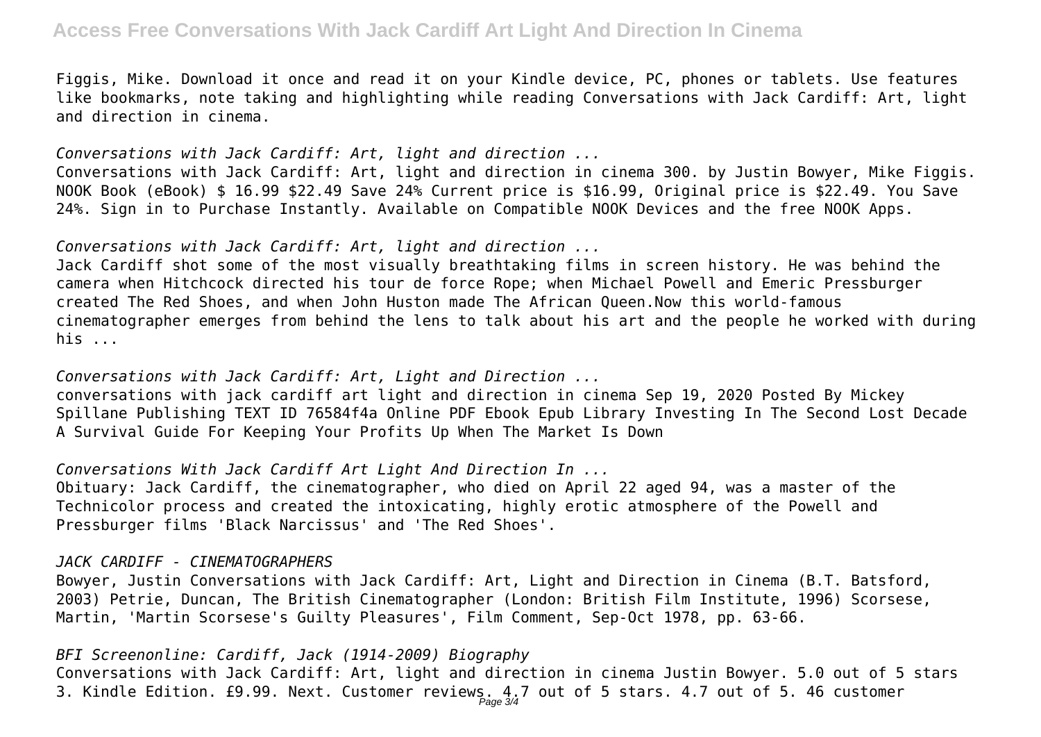Figgis, Mike. Download it once and read it on your Kindle device, PC, phones or tablets. Use features like bookmarks, note taking and highlighting while reading Conversations with Jack Cardiff: Art, light and direction in cinema.

*Conversations with Jack Cardiff: Art, light and direction ...*

Conversations with Jack Cardiff: Art, light and direction in cinema 300. by Justin Bowyer, Mike Figgis. NOOK Book (eBook) $ 16.99 $22.49 Save 24% Current price is $16.99, Original price is $22.49. You Save 24%. Sign in to Purchase Instantly. Available on Compatible NOOK Devices and the free NOOK Apps.

*Conversations with Jack Cardiff: Art, light and direction ...*

Jack Cardiff shot some of the most visually breathtaking films in screen history. He was behind the camera when Hitchcock directed his tour de force Rope; when Michael Powell and Emeric Pressburger created The Red Shoes, and when John Huston made The African Queen.Now this world-famous cinematographer emerges from behind the lens to talk about his art and the people he worked with during his ...

*Conversations with Jack Cardiff: Art, Light and Direction ...*

conversations with jack cardiff art light and direction in cinema Sep 19, 2020 Posted By Mickey Spillane Publishing TEXT ID 76584f4a Online PDF Ebook Epub Library Investing In The Second Lost Decade A Survival Guide For Keeping Your Profits Up When The Market Is Down

*Conversations With Jack Cardiff Art Light And Direction In ...*

Obituary: Jack Cardiff, the cinematographer, who died on April 22 aged 94, was a master of the Technicolor process and created the intoxicating, highly erotic atmosphere of the Powell and Pressburger films 'Black Narcissus' and 'The Red Shoes'.

*JACK CARDIFF - CINEMATOGRAPHERS*

Bowyer, Justin Conversations with Jack Cardiff: Art, Light and Direction in Cinema (B.T. Batsford, 2003) Petrie, Duncan, The British Cinematographer (London: British Film Institute, 1996) Scorsese, Martin, 'Martin Scorsese's Guilty Pleasures', Film Comment, Sep-Oct 1978, pp. 63-66.

*BFI Screenonline: Cardiff, Jack (1914-2009) Biography*

Conversations with Jack Cardiff: Art, light and direction in cinema Justin Bowyer. 5.0 out of 5 stars 3. Kindle Edition. £9.99. Next. Customer reviews. 4.7 out of 5 stars. 4.7 out of 5. 46 customer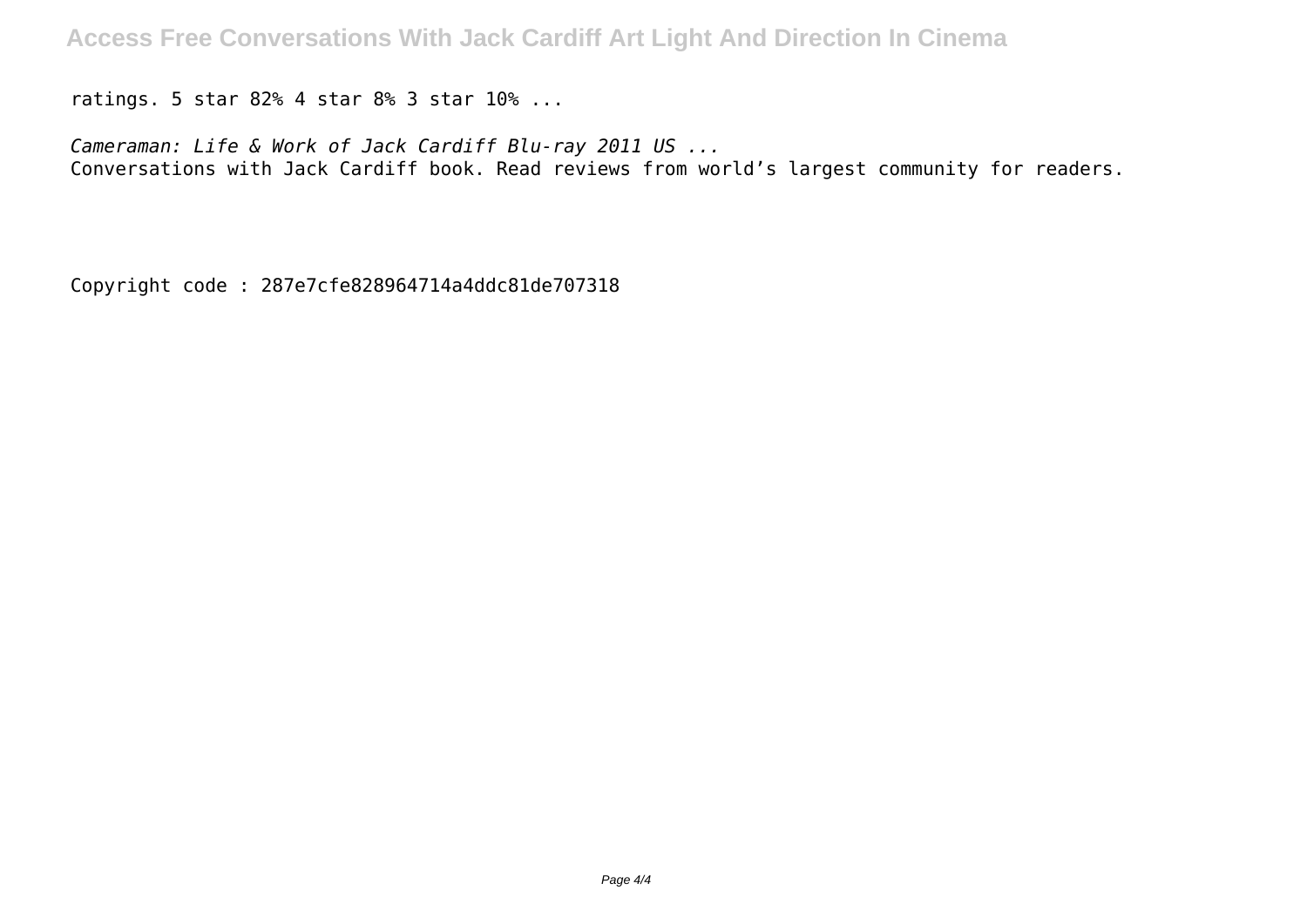ratings. 5 star 82% 4 star 8% 3 star 10% ...

*Cameraman: Life & Work of Jack Cardiff Blu-ray 2011 US ...*
Conversations with Jack Cardiff book. Read reviews from world's largest community for readers.

Copyright code : 287e7cfe828964714a4ddc81de707318